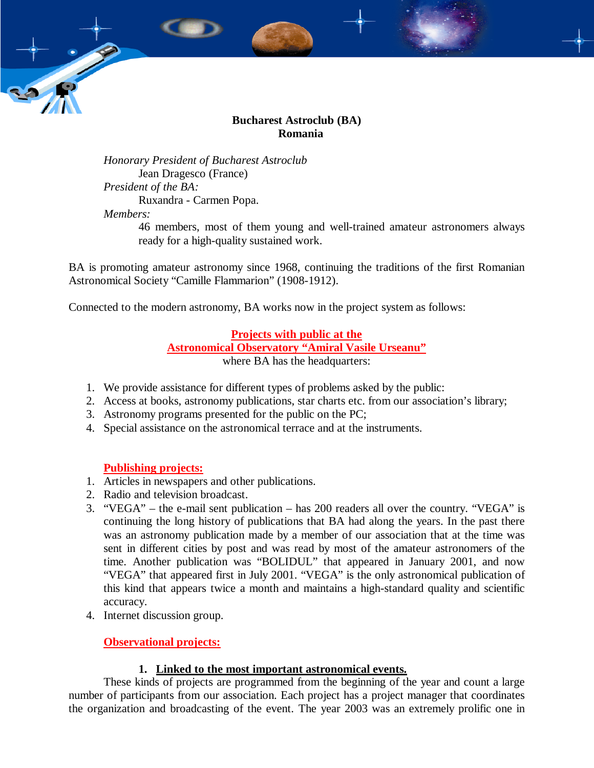**Bucharest Astroclub (BA)**
**Romania**

*Honorary President of Bucharest Astroclub*
Jean Dragesco (France)
*President of the BA:*
Ruxandra - Carmen Popa.
*Members:*
46 members, most of them young and well-trained amateur astronomers always ready for a high-quality sustained work.

BA is promoting amateur astronomy since 1968, continuing the traditions of the first Romanian Astronomical Society "Camille Flammarion" (1908-1912).

Connected to the modern astronomy, BA works now in the project system as follows:

**Projects with public at the**
**Astronomical Observatory "Amiral Vasile Urseanu"**
where BA has the headquarters:

1. We provide assistance for different types of problems asked by the public:
2. Access at books, astronomy publications, star charts etc. from our association's library;
3. Astronomy programs presented for the public on the PC;
4. Special assistance on the astronomical terrace and at the instruments.

**Publishing projects:**

1. Articles in newspapers and other publications.
2. Radio and television broadcast.
3. "VEGA" – the e-mail sent publication – has 200 readers all over the country. "VEGA" is continuing the long history of publications that BA had along the years. In the past there was an astronomy publication made by a member of our association that at the time was sent in different cities by post and was read by most of the amateur astronomers of the time. Another publication was "BOLIDUL" that appeared in January 2001, and now "VEGA" that appeared first in July 2001. "VEGA" is the only astronomical publication of this kind that appears twice a month and maintains a high-standard quality and scientific accuracy.
4. Internet discussion group.

**Observational projects:**

1. **Linked to the most important astronomical events.**

These kinds of projects are programmed from the beginning of the year and count a large number of participants from our association. Each project has a project manager that coordinates the organization and broadcasting of the event. The year 2003 was an extremely prolific one in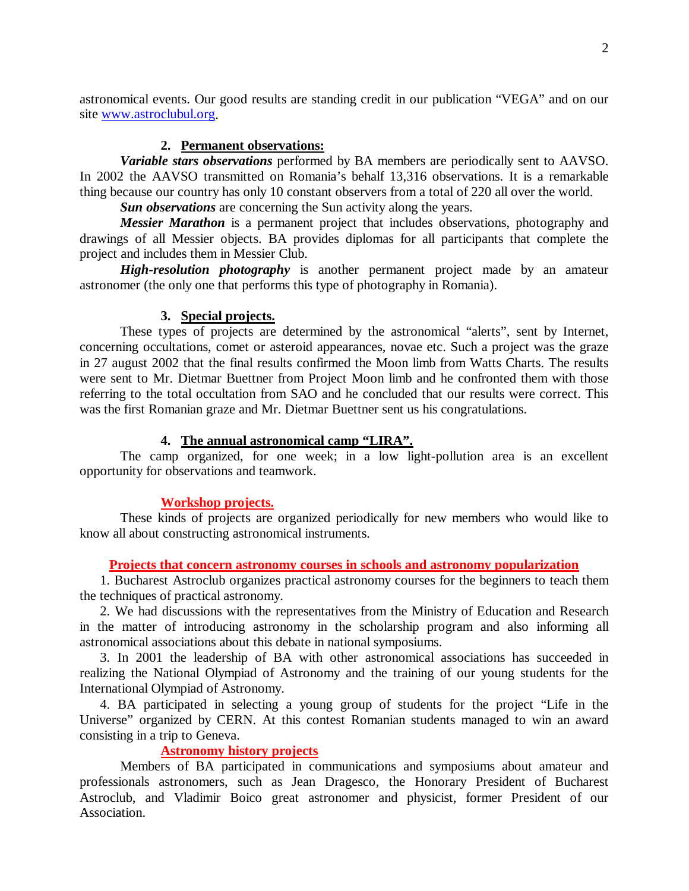astronomical events. Our good results are standing credit in our publication “VEGA” and on our site [www.astroclubul.org](http://www.astroclubul.org).

### 2. Permanent observations:

***Variable stars observations*** performed by BA members are periodically sent to AAVSO. In 2002 the AAVSO transmitted on Romania’s behalf 13,316 observations. It is a remarkable thing because our country has only 10 constant observers from a total of 220 all over the world.

***Sun observations*** are concerning the Sun activity along the years.

***Messier Marathon*** is a permanent project that includes observations, photography and drawings of all Messier objects. BA provides diplomas for all participants that complete the project and includes them in Messier Club.

***High-resolution photography*** is another permanent project made by an amateur astronomer (the only one that performs this type of photography in Romania).

### 3. Special projects.

These types of projects are determined by the astronomical “alerts”, sent by Internet, concerning occultations, comet or asteroid appearances, novae etc. Such a project was the graze in 27 august 2002 that the final results confirmed the Moon limb from Watts Charts. The results were sent to Mr. Dietmar Buettner from Project Moon limb and he confronted them with those referring to the total occultation from SAO and he concluded that our results were correct. This was the first Romanian graze and Mr. Dietmar Buettner sent us his congratulations.

### 4. The annual astronomical camp “LIRA”.

The camp organized, for one week; in a low light-pollution area is an excellent opportunity for observations and teamwork.

### Workshop projects.

These kinds of projects are organized periodically for new members who would like to know all about constructing astronomical instruments.

### Projects that concern astronomy courses in schools and astronomy popularization

1. Bucharest Astroclub organizes practical astronomy courses for the beginners to teach them the techniques of practical astronomy.
2. We had discussions with the representatives from the Ministry of Education and Research in the matter of introducing astronomy in the scholarship program and also informing all astronomical associations about this debate in national symposiums.
3. In 2001 the leadership of BA with other astronomical associations has succeeded in realizing the National Olympiad of Astronomy and the training of our young students for the International Olympiad of Astronomy.
4. BA participated in selecting a young group of students for the project “Life in the Universe” organized by CERN. At this contest Romanian students managed to win an award consisting in a trip to Geneva.

### Astronomy history projects

Members of BA participated in communications and symposiums about amateur and professionals astronomers, such as Jean Dragesco, the Honorary President of Bucharest Astroclub, and Vladimir Boico great astronomer and physicist, former President of our Association.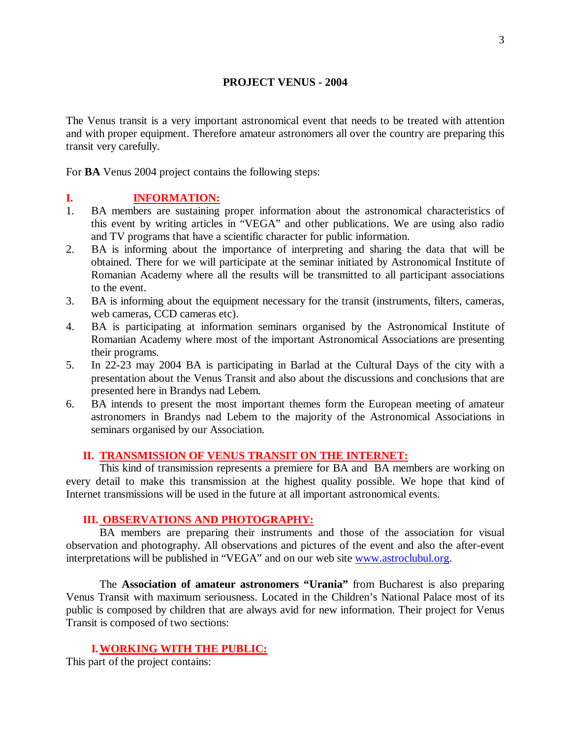## PROJECT VENUS - 2004

The Venus transit is a very important astronomical event that needs to be treated with attention and with proper equipment. Therefore amateur astronomers all over the country are preparing this transit very carefully.

For **BA** Venus 2004 project contains the following steps:

### I. INFORMATION:

1. BA members are sustaining proper information about the astronomical characteristics of this event by writing articles in "VEGA" and other publications. We are using also radio and TV programs that have a scientific character for public information.
2. BA is informing about the importance of interpreting and sharing the data that will be obtained. There for we will participate at the seminar initiated by Astronomical Institute of Romanian Academy where all the results will be transmitted to all participant associations to the event.
3. BA is informing about the equipment necessary for the transit (instruments, filters, cameras, web cameras, CCD cameras etc).
4. BA is participating at information seminars organised by the Astronomical Institute of Romanian Academy where most of the important Astronomical Associations are presenting their programs.
5. In 22-23 may 2004 BA is participating in Barlad at the Cultural Days of the city with a presentation about the Venus Transit and also about the discussions and conclusions that are presented here in Brandys nad Lebem.
6. BA intends to present the most important themes form the European meeting of amateur astronomers in Brandys nad Lebem to the majority of the Astronomical Associations in seminars organised by our Association.

### II. TRANSMISSION OF VENUS TRANSIT ON THE INTERNET:

This kind of transmission represents a premiere for BA and BA members are working on every detail to make this transmission at the highest quality possible. We hope that kind of Internet transmissions will be used in the future at all important astronomical events.

### III. OBSERVATIONS AND PHOTOGRAPHY:

BA members are preparing their instruments and those of the association for visual observation and photography. All observations and pictures of the event and also the after-event interpretations will be published in "VEGA" and on our web site www.astroclubul.org.

The **Association of amateur astronomers "Urania"** from Bucharest is also preparing Venus Transit with maximum seriousness. Located in the Children's National Palace most of its public is composed by children that are always avid for new information. Their project for Venus Transit is composed of two sections:

### I. WORKING WITH THE PUBLIC:

This part of the project contains: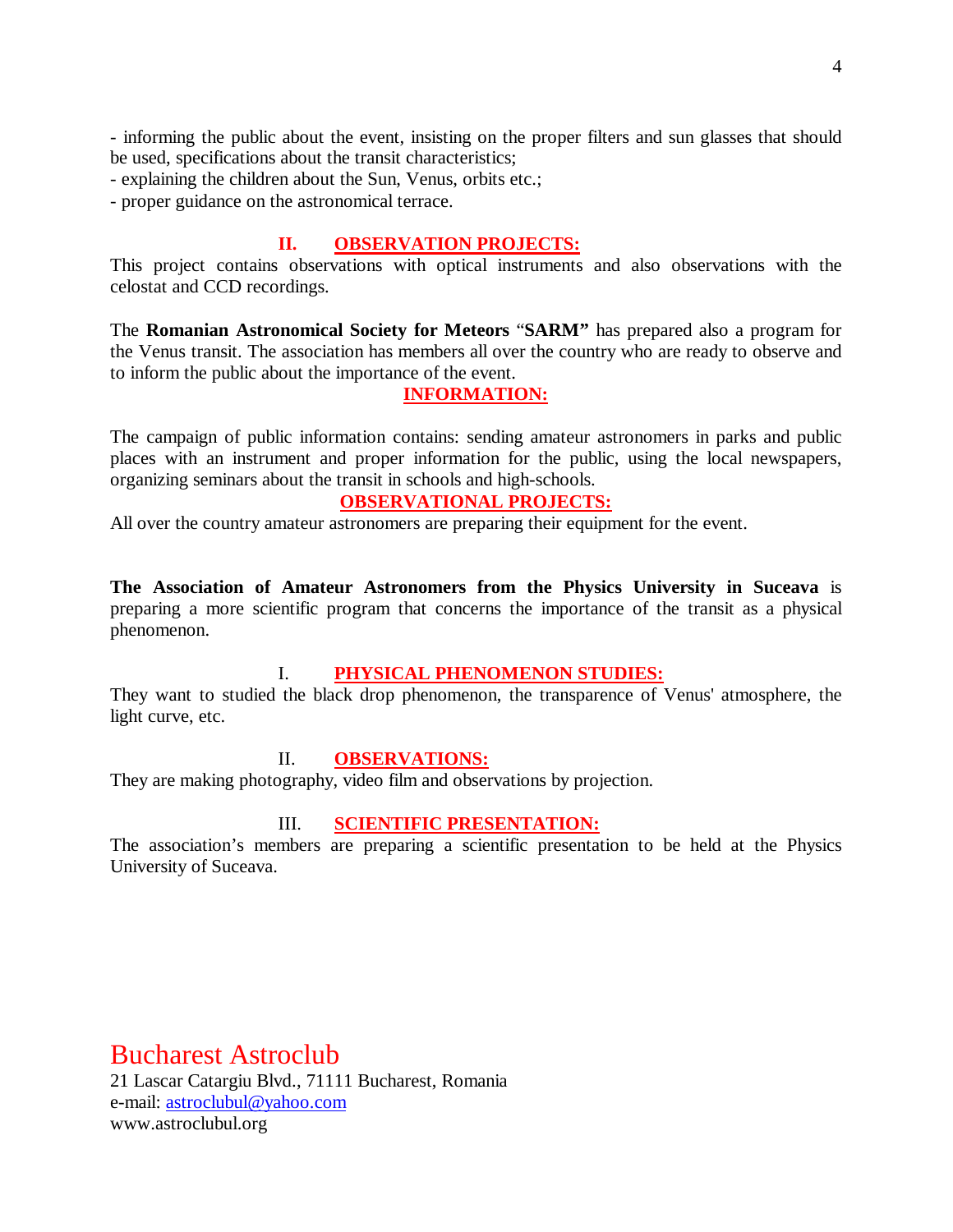- informing the public about the event, insisting on the proper filters and sun glasses that should be used, specifications about the transit characteristics;
- explaining the children about the Sun, Venus, orbits etc.;
- proper guidance on the astronomical terrace.

### II. OBSERVATION PROJECTS:

This project contains observations with optical instruments and also observations with the celostat and CCD recordings.

The **Romanian Astronomical Society for Meteors** “**SARM”** has prepared also a program for the Venus transit. The association has members all over the country who are ready to observe and to inform the public about the importance of the event.

### INFORMATION:

The campaign of public information contains: sending amateur astronomers in parks and public places with an instrument and proper information for the public, using the local newspapers, organizing seminars about the transit in schools and high-schools.

### OBSERVATIONAL PROJECTS:

All over the country amateur astronomers are preparing their equipment for the event.

**The Association of Amateur Astronomers from the Physics University in Suceava** is preparing a more scientific program that concerns the importance of the transit as a physical phenomenon.

### I. PHYSICAL PHENOMENON STUDIES:

They want to studied the black drop phenomenon, the transparence of Venus' atmosphere, the light curve, etc.

### II. OBSERVATIONS:

They are making photography, video film and observations by projection.

### III. SCIENTIFIC PRESENTATION:

The association’s members are preparing a scientific presentation to be held at the Physics University of Suceava.

## Bucharest Astroclub

21 Lascar Catargiu Blvd., 71111 Bucharest, Romania
e-mail: astroclubul@yahoo.com
www.astroclubul.org